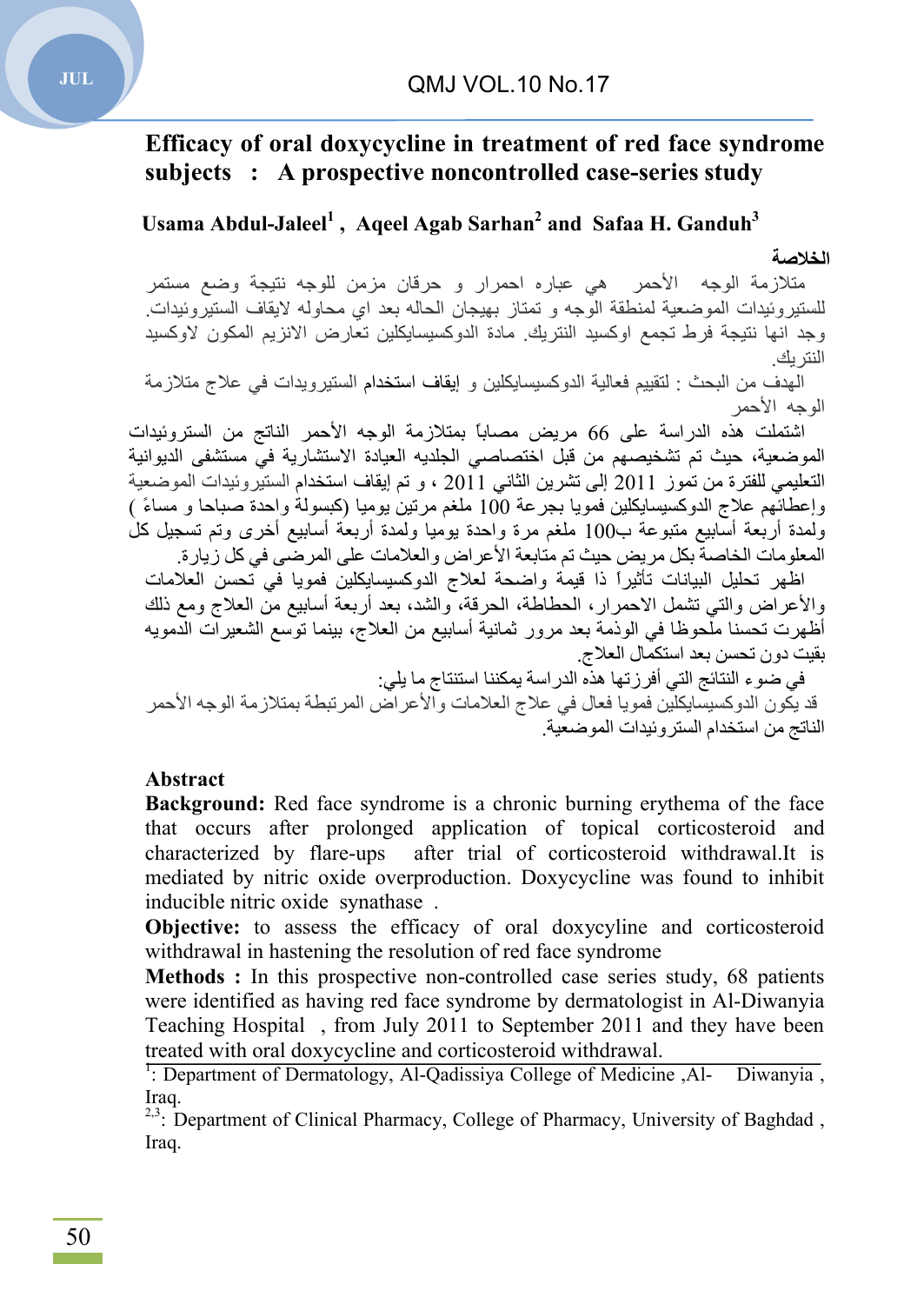# Efficacy of oral doxycycline in treatment of red face syndrome subjects : A prospective noncontrolled case-series study

**Usama Abdul-Jaleel[1] , Aqeel Agab Sarhan[2] and Safaa H. Ganduh[3]**

**الخلاصة**

متلازمة الوجه الأحمر هي عباره احمرار و حرقان مزمن للوجه نتيجة وضع مستمر للستيروئيدات الموضعية لمنطقة الوجه و تمتاز بهيجان الحاله بعد اي محاوله لايقاف الستيروئيدات. وجد انها نتيجة فرط تجمع اوكسيد النتريك. مادة الدوكسيسايكلين تعارض الانزيم المكون لاوكسيد النتريك.

الهدف من البحث : لتقييم فعالية الدوكسيسايكلين و إيقاف استخدام الستيرويدات في علاج متلازمة الوجه الأحمر

اشتملت هذه الدراسة على 66 مريض مصاباً بمتلازمة الوجه الأحمر الناتج من الستروئيدات الموضعية، حيث تم تشخيصهم من قبل اختصاصي الجلديه العيادة الاستشارية في مستشفى الديوانية التعليمي للفترة من تموز 2011 إلى تشرين الثاني 2011 ، و تم إيقاف استخدام الستيروئيدات الموضعية وإعطائهم علاج الدوكسيسايكلين فمويا بجرعة 100 ملغم مرتين يوميا (كبسولة واحدة صباحا و مساءً ) ولمدة أربعة أسابيع متبوعة بـ100 ملغم مرة واحدة يوميا ولمدة أربعة أسابيع أخرى وتم تسجيل كل المعلومات الخاصة بكل مريض حيث تم متابعة الأعراض والعلامات على المرضى في كل زيارة.

اظهر تحليل البيانات تأثيراً ذا قيمة واضحة لعلاج الدوكسيسايكلين فمويا في تحسن العلامات والأعراض والتي تشمل الاحمرار، الحطاطة، الحرقة، والشد، بعد أربعة أسابيع من العلاج ومع ذلك أظهرت تحسنا ملحوظا في الوذمة بعد مرور ثمانية أسابيع من العلاج، بينما توسع الشعيرات الدمويه بقيت دون تحسن بعد استكمال العلاج.

في ضوء النتائج التي أفرزتها هذه الدراسة يمكننا استنتاج ما يلي:

قد يكون الدوكسيسايكلين فمويا فعال في علاج العلامات والأعراض المرتبطة بمتلازمة الوجه الأحمر الناتج من استخدام الستروئيدات الموضعية.

## Abstract

**Background:** Red face syndrome is a chronic burning erythema of the face that occurs after prolonged application of topical corticosteroid and characterized by flare-ups after trial of corticosteroid withdrawal.It is mediated by nitric oxide overproduction. Doxycycline was found to inhibit inducible nitric oxide synathase .

**Objective:** to assess the efficacy of oral doxycyline and corticosteroid withdrawal in hastening the resolution of red face syndrome

**Methods :** In this prospective non-controlled case series study, 68 patients were identified as having red face syndrome by dermatologist in Al-Diwanyia Teaching Hospital , from July 2011 to September 2011 and they have been treated with oral doxycycline and corticosteroid withdrawal.

---

[1]: Department of Dermatology, Al-Qadissiya College of Medicine ,Al- Diwanyia , Iraq.

[2,3]: Department of Clinical Pharmacy, College of Pharmacy, University of Baghdad , Iraq.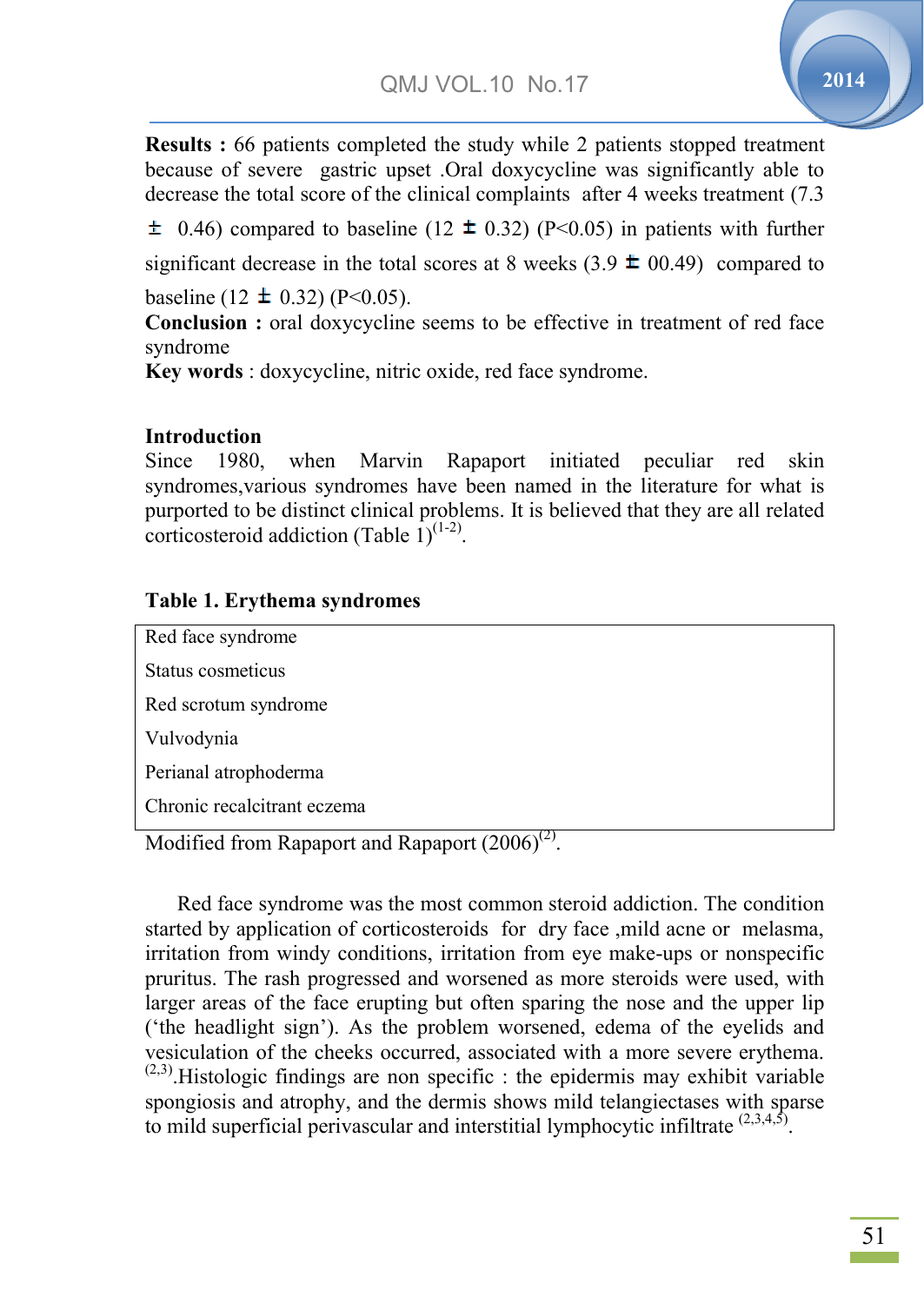**Results :** 66 patients completed the study while 2 patients stopped treatment because of severe gastric upset .Oral doxycycline was significantly able to decrease the total score of the clinical complaints after 4 weeks treatment (7.3 ± 0.46) compared to baseline (12 ± 0.32) (P<0.05) in patients with further significant decrease in the total scores at 8 weeks (3.9 ± 00.49) compared to baseline (12 ± 0.32) (P<0.05).

**Conclusion :** oral doxycycline seems to be effective in treatment of red face syndrome

**Key words** : doxycycline, nitric oxide, red face syndrome.

## Introduction

Since 1980, when Marvin Rapaport initiated peculiar red skin syndromes,various syndromes have been named in the literature for what is purported to be distinct clinical problems. It is believed that they are all related corticosteroid addiction (Table 1)[1-2].

**Table 1. Erythema syndromes**

| |
|---|
| Red face syndrome |
| Status cosmeticus |
| Red scrotum syndrome |
| Vulvodynia |
| Perianal atrophoderma |
| Chronic recalcitrant eczema |

Modified from Rapaport and Rapaport (2006)[2].

Red face syndrome was the most common steroid addiction. The condition started by application of corticosteroids for dry face ,mild acne or melasma, irritation from windy conditions, irritation from eye make-ups or nonspecific pruritus. The rash progressed and worsened as more steroids were used, with larger areas of the face erupting but often sparing the nose and the upper lip ('the headlight sign'). As the problem worsened, edema of the eyelids and vesiculation of the cheeks occurred, associated with a more severe erythema. [2,3].Histologic findings are non specific : the epidermis may exhibit variable spongiosis and atrophy, and the dermis shows mild telangiectases with sparse to mild superficial perivascular and interstitial lymphocytic infiltrate [2,3,4,5].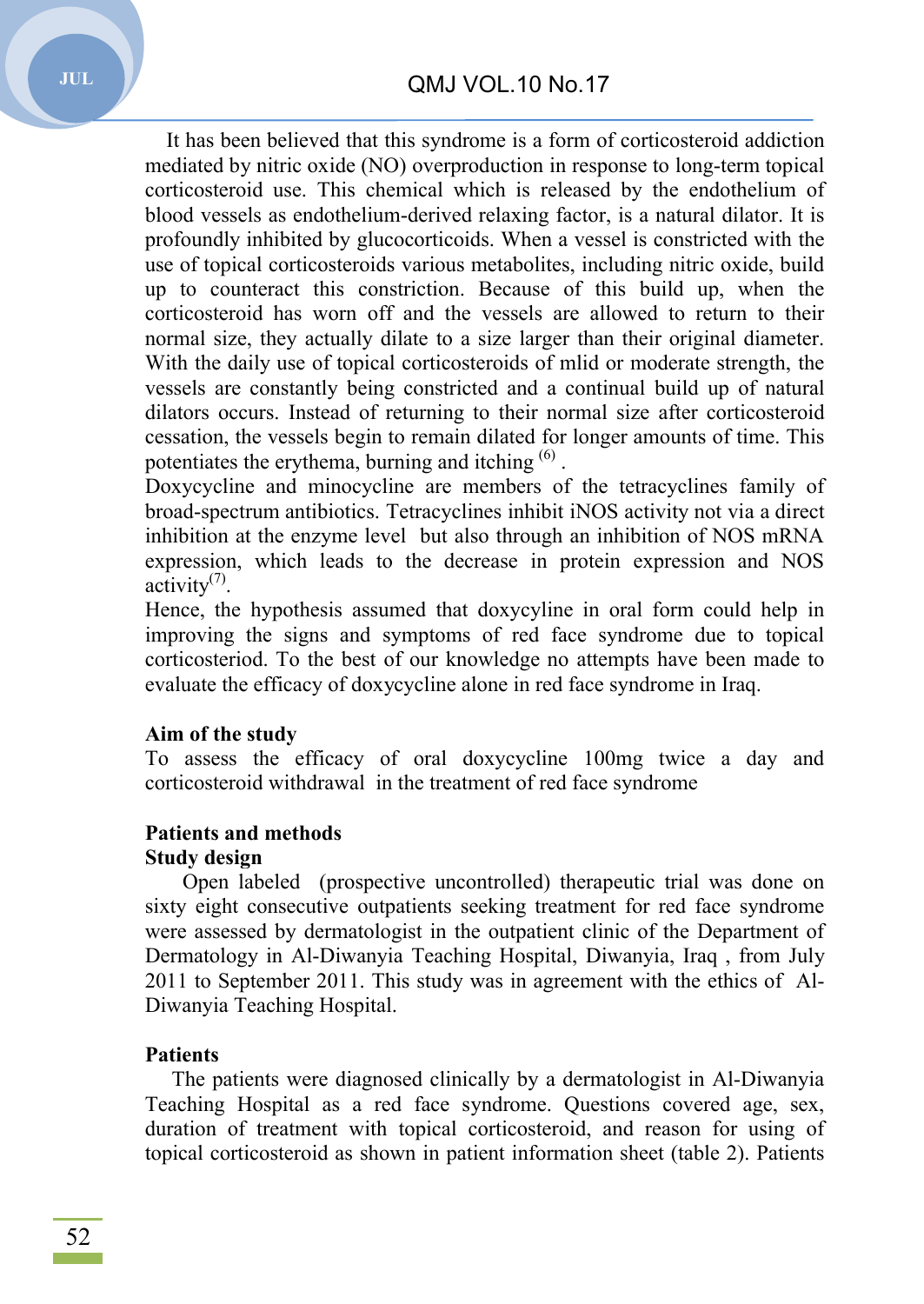It has been believed that this syndrome is a form of corticosteroid addiction mediated by nitric oxide (NO) overproduction in response to long-term topical corticosteroid use. This chemical which is released by the endothelium of blood vessels as endothelium-derived relaxing factor, is a natural dilator. It is profoundly inhibited by glucocorticoids. When a vessel is constricted with the use of topical corticosteroids various metabolites, including nitric oxide, build up to counteract this constriction. Because of this build up, when the corticosteroid has worn off and the vessels are allowed to return to their normal size, they actually dilate to a size larger than their original diameter. With the daily use of topical corticosteroids of mlid or moderate strength, the vessels are constantly being constricted and a continual build up of natural dilators occurs. Instead of returning to their normal size after corticosteroid cessation, the vessels begin to remain dilated for longer amounts of time. This potentiates the erythema, burning and itching [6] .

Doxycycline and minocycline are members of the tetracyclines family of broad-spectrum antibiotics. Tetracyclines inhibit iNOS activity not via a direct inhibition at the enzyme level but also through an inhibition of NOS mRNA expression, which leads to the decrease in protein expression and NOS activity[7].

Hence, the hypothesis assumed that doxycyline in oral form could help in improving the signs and symptoms of red face syndrome due to topical corticosteriod. To the best of our knowledge no attempts have been made to evaluate the efficacy of doxycycline alone in red face syndrome in Iraq.

**Aim of the study**

To assess the efficacy of oral doxycycline 100mg twice a day and corticosteroid withdrawal in the treatment of red face syndrome

**Patients and methods**

**Study design**

Open labeled (prospective uncontrolled) therapeutic trial was done on sixty eight consecutive outpatients seeking treatment for red face syndrome were assessed by dermatologist in the outpatient clinic of the Department of Dermatology in Al-Diwanyia Teaching Hospital, Diwanyia, Iraq , from July 2011 to September 2011. This study was in agreement with the ethics of Al-Diwanyia Teaching Hospital.

**Patients**

The patients were diagnosed clinically by a dermatologist in Al-Diwanyia Teaching Hospital as a red face syndrome. Questions covered age, sex, duration of treatment with topical corticosteroid, and reason for using of topical corticosteroid as shown in patient information sheet (table 2). Patients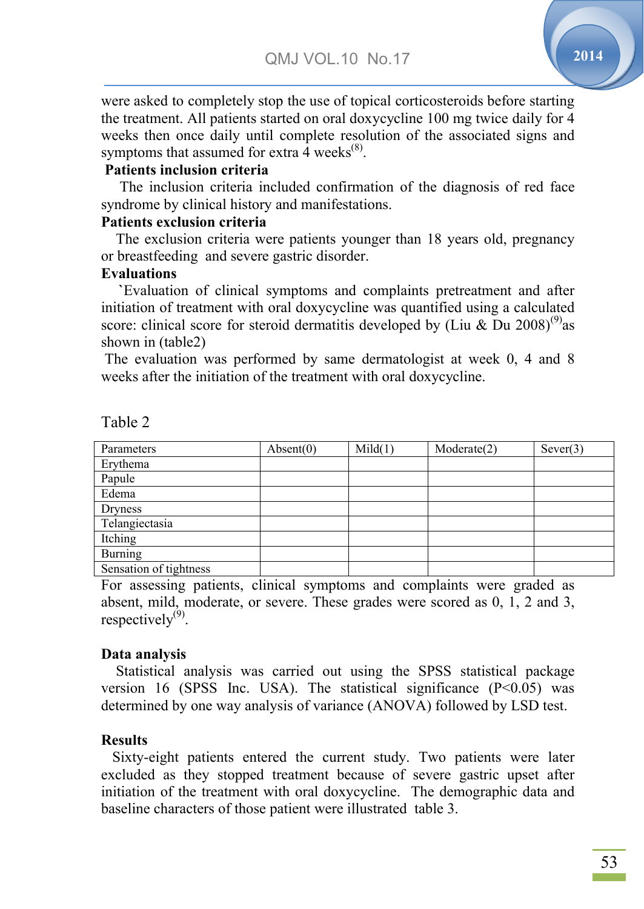were asked to completely stop the use of topical corticosteroids before starting the treatment. All patients started on oral doxycycline 100 mg twice daily for 4 weeks then once daily until complete resolution of the associated signs and symptoms that assumed for extra 4 weeks[8].

**Patients inclusion criteria**

The inclusion criteria included confirmation of the diagnosis of red face syndrome by clinical history and manifestations.

**Patients exclusion criteria**

The exclusion criteria were patients younger than 18 years old, pregnancy or breastfeeding and severe gastric disorder.

**Evaluations**

`Evaluation of clinical symptoms and complaints pretreatment and after initiation of treatment with oral doxycycline was quantified using a calculated score: clinical score for steroid dermatitis developed by (Liu & Du 2008)[9]as shown in (table2)

The evaluation was performed by same dermatologist at week 0, 4 and 8 weeks after the initiation of the treatment with oral doxycycline.

Table 2

| Parameters | Absent(0) | Mild(1) | Moderate(2) | Sever(3) |
|---|---|---|---|---|
| Erythema | | | | |
| Papule | | | | |
| Edema | | | | |
| Dryness | | | | |
| Telangiectasia | | | | |
| Itching | | | | |
| Burning | | | | |
| Sensation of tightness | | | | |

For assessing patients, clinical symptoms and complaints were graded as absent, mild, moderate, or severe. These grades were scored as 0, 1, 2 and 3, respectively[9].

**Data analysis**

Statistical analysis was carried out using the SPSS statistical package version 16 (SPSS Inc. USA). The statistical significance ($P<0.05$) was determined by one way analysis of variance (ANOVA) followed by LSD test.

**Results**

Sixty-eight patients entered the current study. Two patients were later excluded as they stopped treatment because of severe gastric upset after initiation of the treatment with oral doxycycline. The demographic data and baseline characters of those patient were illustrated table 3.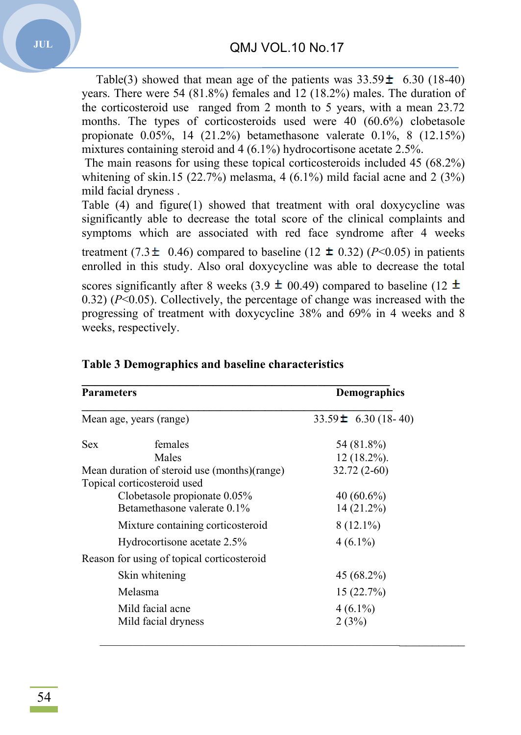Table(3) showed that mean age of the patients was 33.59 ± 6.30 (18-40) years. There were 54 (81.8%) females and 12 (18.2%) males. The duration of the corticosteroid use ranged from 2 month to 5 years, with a mean 23.72 months. The types of corticosteroids used were 40 (60.6%) clobetasole propionate 0.05%, 14 (21.2%) betamethasone valerate 0.1%, 8 (12.15%) mixtures containing steroid and 4 (6.1%) hydrocortisone acetate 2.5%.

The main reasons for using these topical corticosteroids included 45 (68.2%) whitening of skin.15 (22.7%) melasma, 4 (6.1%) mild facial acne and 2 (3%) mild facial dryness .

Table (4) and figure(1) showed that treatment with oral doxycycline was significantly able to decrease the total score of the clinical complaints and symptoms which are associated with red face syndrome after 4 weeks treatment (7.3 ± 0.46) compared to baseline (12 ± 0.32) (*P*<0.05) in patients enrolled in this study. Also oral doxycycline was able to decrease the total scores significantly after 8 weeks (3.9 ± 00.49) compared to baseline (12 ± 0.32) (*P*<0.05). Collectively, the percentage of change was increased with the progressing of treatment with doxycycline 38% and 69% in 4 weeks and 8 weeks, respectively.

**Table 3 Demographics and baseline characteristics**

| **Parameters** | | **Demographics** |
|---|---|---|
| Mean age, years (range) | | 33.59 ± 6.30 (18- 40) |
| Sex | females | 54 (81.8%) |
| | Males | 12 (18.2%). |
| Mean duration of steroid use (months)(range) | | 32.72 (2-60) |
| Topical corticosteroid used | | |
| | Clobetasole propionate 0.05% | 40 (60.6%) |
| | Betamethasone valerate 0.1% | 14 (21.2%) |
| | Mixture containing corticosteroid | 8 (12.1%) |
| | Hydrocortisone acetate 2.5% | 4 (6.1%) |
| Reason for using of topical corticosteroid | | |
| | Skin whitening | 45 (68.2%) |
| | Melasma | 15 (22.7%) |
| | Mild facial acne | 4 (6.1%) |
| | Mild facial dryness | 2 (3%) |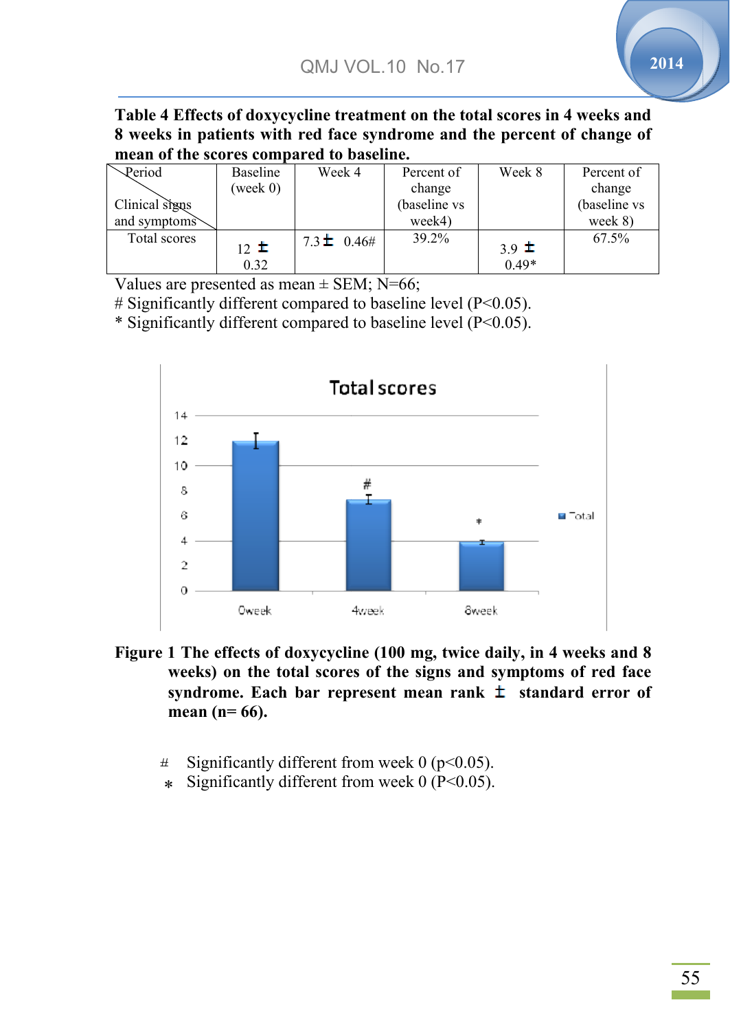**Table 4 Effects of doxycycline treatment on the total scores in 4 weeks and 8 weeks in patients with red face syndrome and the percent of change of mean of the scores compared to baseline.**

| Period / Clinical signs and symptoms | Baseline (week 0) | Week 4 | Percent of change (baseline vs week4) | Week 8 | Percent of change (baseline vs week 8) |
|---|---|---|---|---|---|
| Total scores | 12 ± 0.32 | 7.3 ± 0.46# | 39.2% | 3.9 ± 0.49* | 67.5% |

Values are presented as mean ± SEM; N=66;
# Significantly different compared to baseline level (P<0.05).
* Significantly different compared to baseline level (P<0.05).

**Figure 1 The effects of doxycycline (100 mg, twice daily, in 4 weeks and 8 weeks) on the total scores of the signs and symptoms of red face syndrome. Each bar represent mean rank ± standard error of mean (n= 66).**

# Significantly different from week 0 (p<0.05).
* Significantly different from week 0 (P<0.05).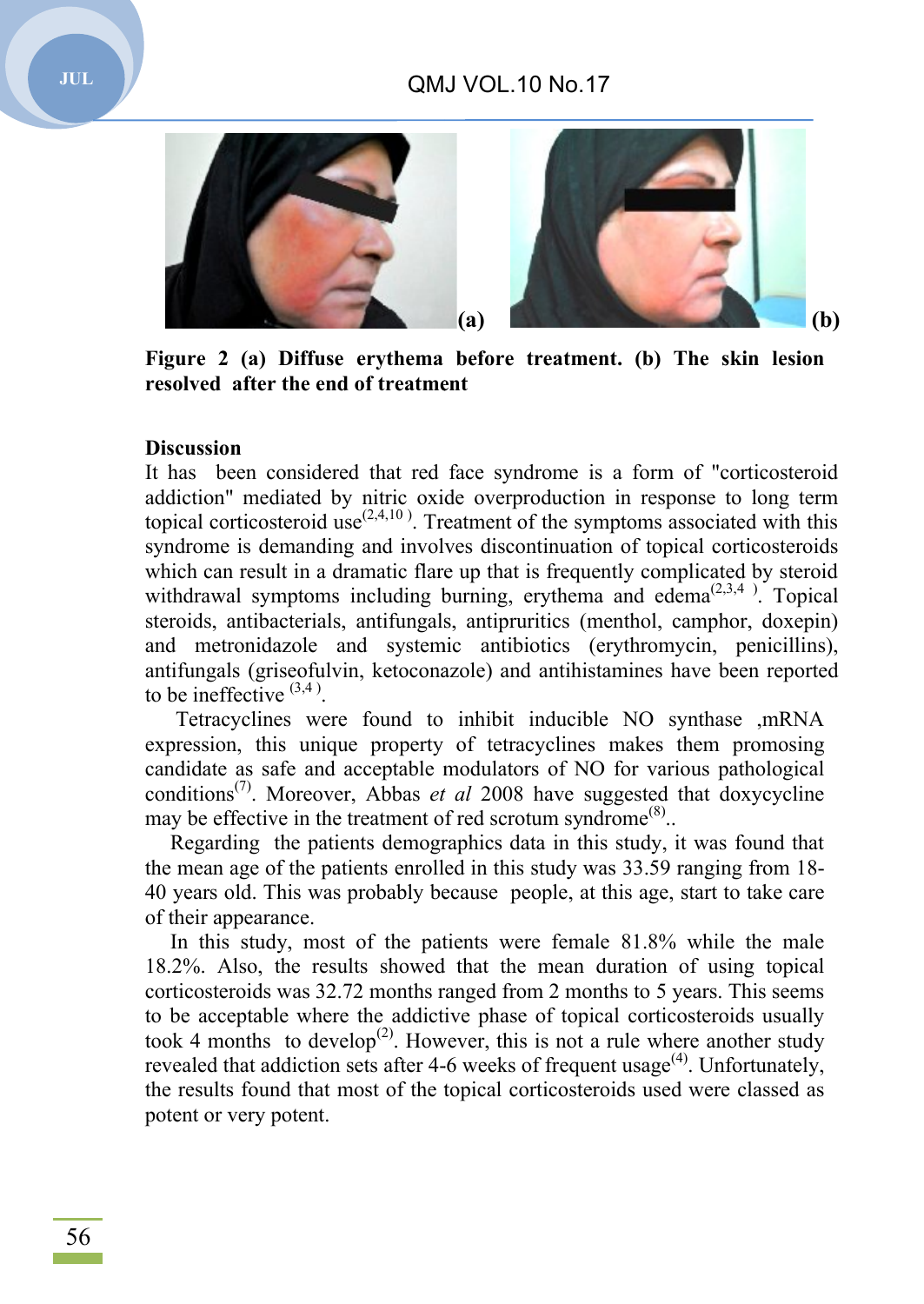**Figure 2 (a) Diffuse erythema before treatment. (b) The skin lesion resolved after the end of treatment**

**Discussion**

It has been considered that red face syndrome is a form of "corticosteroid addiction" mediated by nitric oxide overproduction in response to long term topical corticosteroid use[2,4,10]. Treatment of the symptoms associated with this syndrome is demanding and involves discontinuation of topical corticosteroids which can result in a dramatic flare up that is frequently complicated by steroid withdrawal symptoms including burning, erythema and edema[2,3,4]. Topical steroids, antibacterials, antifungals, antipruritics (menthol, camphor, doxepin) and metronidazole and systemic antibiotics (erythromycin, penicillins), antifungals (griseofulvin, ketoconazole) and antihistamines have been reported to be ineffective [3,4].

Tetracyclines were found to inhibit inducible NO synthase ,mRNA expression, this unique property of tetracyclines makes them promosing candidate as safe and acceptable modulators of NO for various pathological conditions[7]. Moreover, Abbas *et al* 2008 have suggested that doxycycline may be effective in the treatment of red scrotum syndrome[8]..

Regarding the patients demographics data in this study, it was found that the mean age of the patients enrolled in this study was 33.59 ranging from 18-40 years old. This was probably because people, at this age, start to take care of their appearance.

In this study, most of the patients were female 81.8% while the male 18.2%. Also, the results showed that the mean duration of using topical corticosteroids was 32.72 months ranged from 2 months to 5 years. This seems to be acceptable where the addictive phase of topical corticosteroids usually took 4 months to develop[2]. However, this is not a rule where another study revealed that addiction sets after 4-6 weeks of frequent usage[4]. Unfortunately, the results found that most of the topical corticosteroids used were classed as potent or very potent.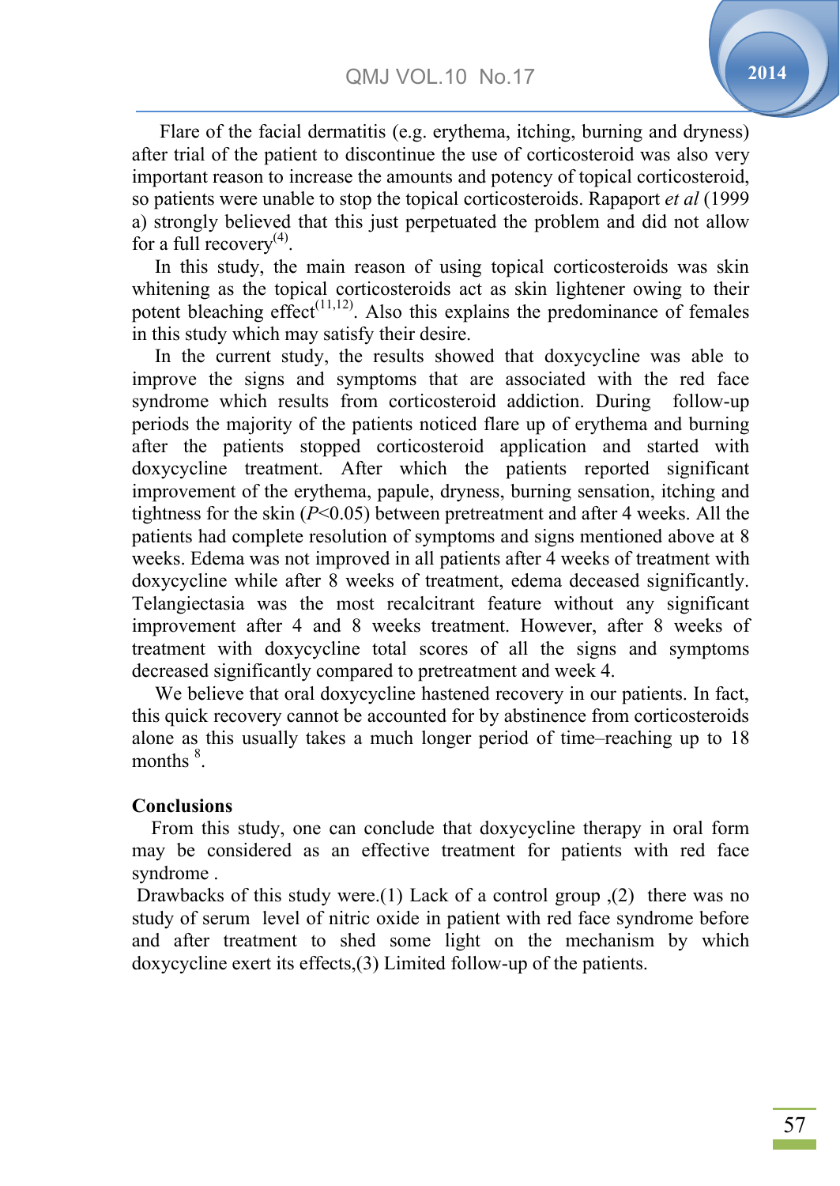Flare of the facial dermatitis (e.g. erythema, itching, burning and dryness) after trial of the patient to discontinue the use of corticosteroid was also very important reason to increase the amounts and potency of topical corticosteroid, so patients were unable to stop the topical corticosteroids. Rapaport *et al* (1999 a) strongly believed that this just perpetuated the problem and did not allow for a full recovery[(4)].

In this study, the main reason of using topical corticosteroids was skin whitening as the topical corticosteroids act as skin lightener owing to their potent bleaching effect[(11,12)]. Also this explains the predominance of females in this study which may satisfy their desire.

In the current study, the results showed that doxycycline was able to improve the signs and symptoms that are associated with the red face syndrome which results from corticosteroid addiction. During follow-up periods the majority of the patients noticed flare up of erythema and burning after the patients stopped corticosteroid application and started with doxycycline treatment. After which the patients reported significant improvement of the erythema, papule, dryness, burning sensation, itching and tightness for the skin ($P$<0.05) between pretreatment and after 4 weeks. All the patients had complete resolution of symptoms and signs mentioned above at 8 weeks. Edema was not improved in all patients after 4 weeks of treatment with doxycycline while after 8 weeks of treatment, edema deceased significantly. Telangiectasia was the most recalcitrant feature without any significant improvement after 4 and 8 weeks treatment. However, after 8 weeks of treatment with doxycycline total scores of all the signs and symptoms decreased significantly compared to pretreatment and week 4.

We believe that oral doxycycline hastened recovery in our patients. In fact, this quick recovery cannot be accounted for by abstinence from corticosteroids alone as this usually takes a much longer period of time–reaching up to 18 months [8].

**Conclusions**

From this study, one can conclude that doxycycline therapy in oral form may be considered as an effective treatment for patients with red face syndrome .

Drawbacks of this study were.(1) Lack of a control group ,(2) there was no study of serum level of nitric oxide in patient with red face syndrome before and after treatment to shed some light on the mechanism by which doxycycline exert its effects,(3) Limited follow-up of the patients.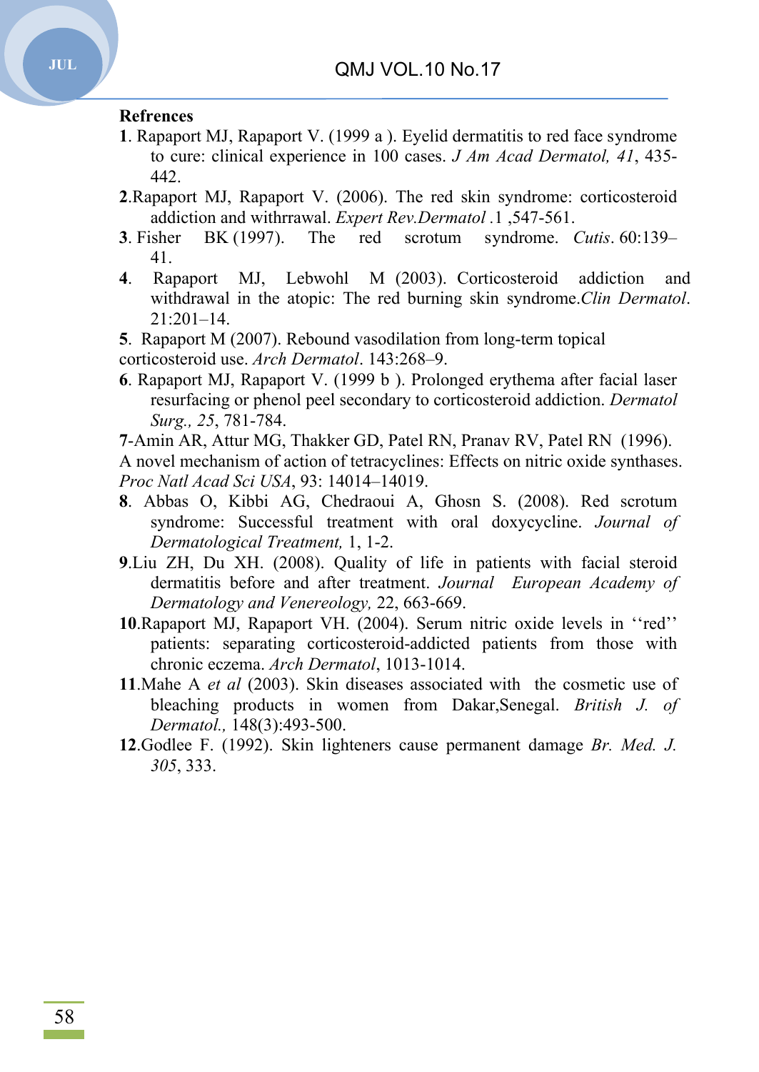## Refrences

**1**. Rapaport MJ, Rapaport V. (1999 a ). Eyelid dermatitis to red face syndrome to cure: clinical experience in 100 cases. *J Am Acad Dermatol, 41*, 435-442.

**2**.Rapaport MJ, Rapaport V. (2006). The red skin syndrome: corticosteroid addiction and withrrawal. *Expert Rev.Dermatol* .1 ,547-561.

**3**. Fisher BK (1997). The red scrotum syndrome. *Cutis*. 60:139–41.

**4**. Rapaport MJ, Lebwohl M (2003). Corticosteroid addiction and withdrawal in the atopic: The red burning skin syndrome.*Clin Dermatol*. 21:201–14.

**5**. Rapaport M (2007). Rebound vasodilation from long-term topical corticosteroid use. *Arch Dermatol*. 143:268–9.

**6**. Rapaport MJ, Rapaport V. (1999 b ). Prolonged erythema after facial laser resurfacing or phenol peel secondary to corticosteroid addiction. *Dermatol Surg., 25*, 781-784.

**7**-Amin AR, Attur MG, Thakker GD, Patel RN, Pranav RV, Patel RN (1996). A novel mechanism of action of tetracyclines: Effects on nitric oxide synthases. *Proc Natl Acad Sci USA*, 93: 14014–14019.

**8**. Abbas O, Kibbi AG, Chedraoui A, Ghosn S. (2008). Red scrotum syndrome: Successful treatment with oral doxycycline. *Journal of Dermatological Treatment,* 1, 1-2.

**9**.Liu ZH, Du XH. (2008). Quality of life in patients with facial steroid dermatitis before and after treatment. *Journal European Academy of Dermatology and Venereology,* 22, 663-669.

**10**.Rapaport MJ, Rapaport VH. (2004). Serum nitric oxide levels in ''red'' patients: separating corticosteroid-addicted patients from those with chronic eczema. *Arch Dermatol*, 1013-1014.

**11**.Mahe A *et al* (2003). Skin diseases associated with the cosmetic use of bleaching products in women from Dakar,Senegal. *British J. of Dermatol.,* 148(3):493-500.

**12**.Godlee F. (1992). Skin lighteners cause permanent damage *Br. Med. J. 305*, 333.